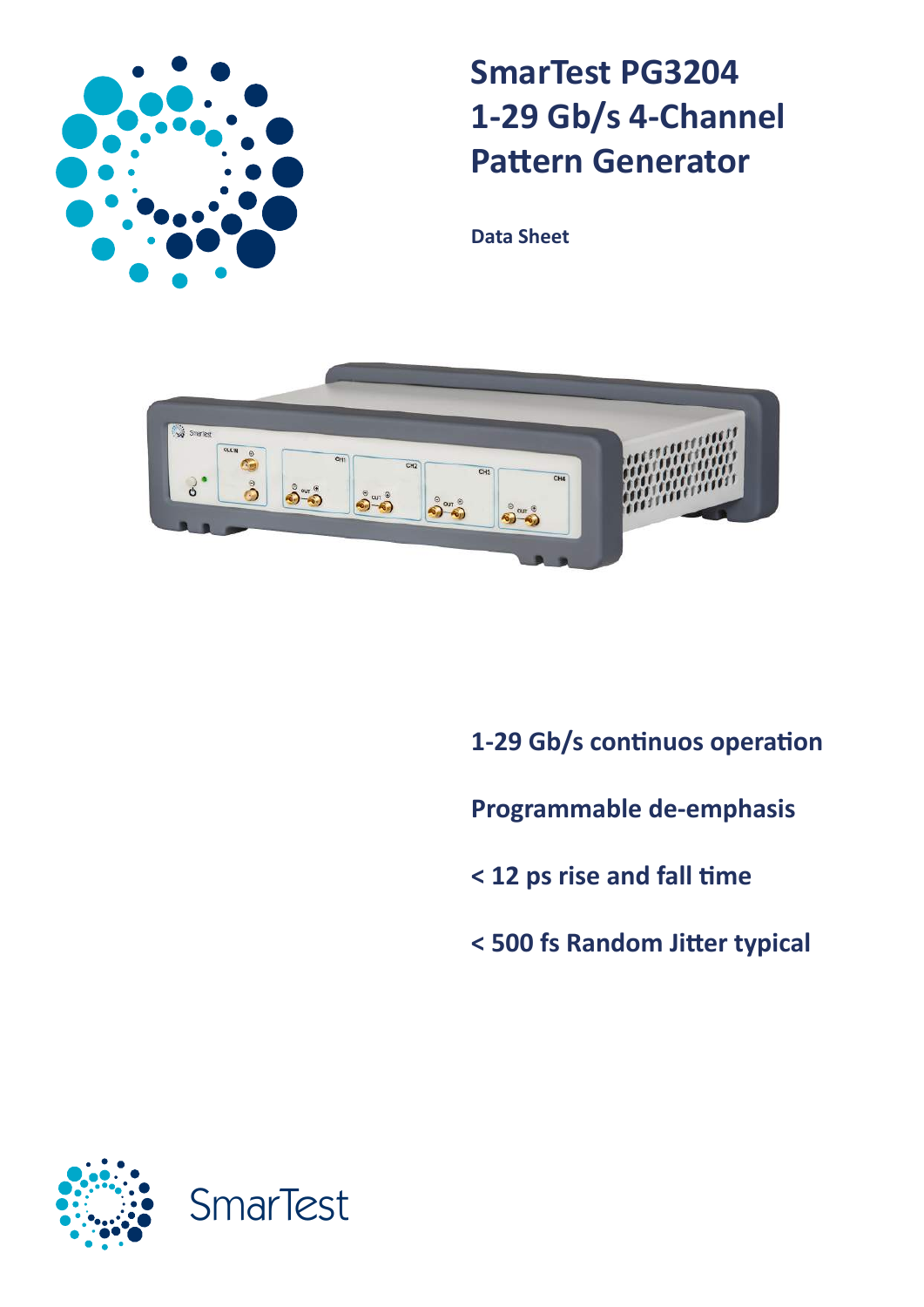# SmarTest PG3204 1-29 Gb/s 4-Channel Pattern Generator

**Data Sheet**

**1-29 Gb/s continuos operation**

**Programmable de-emphasis**

**< 12 ps rise and fall time**

**< 500 fs Random Jitter typical**

SmarTest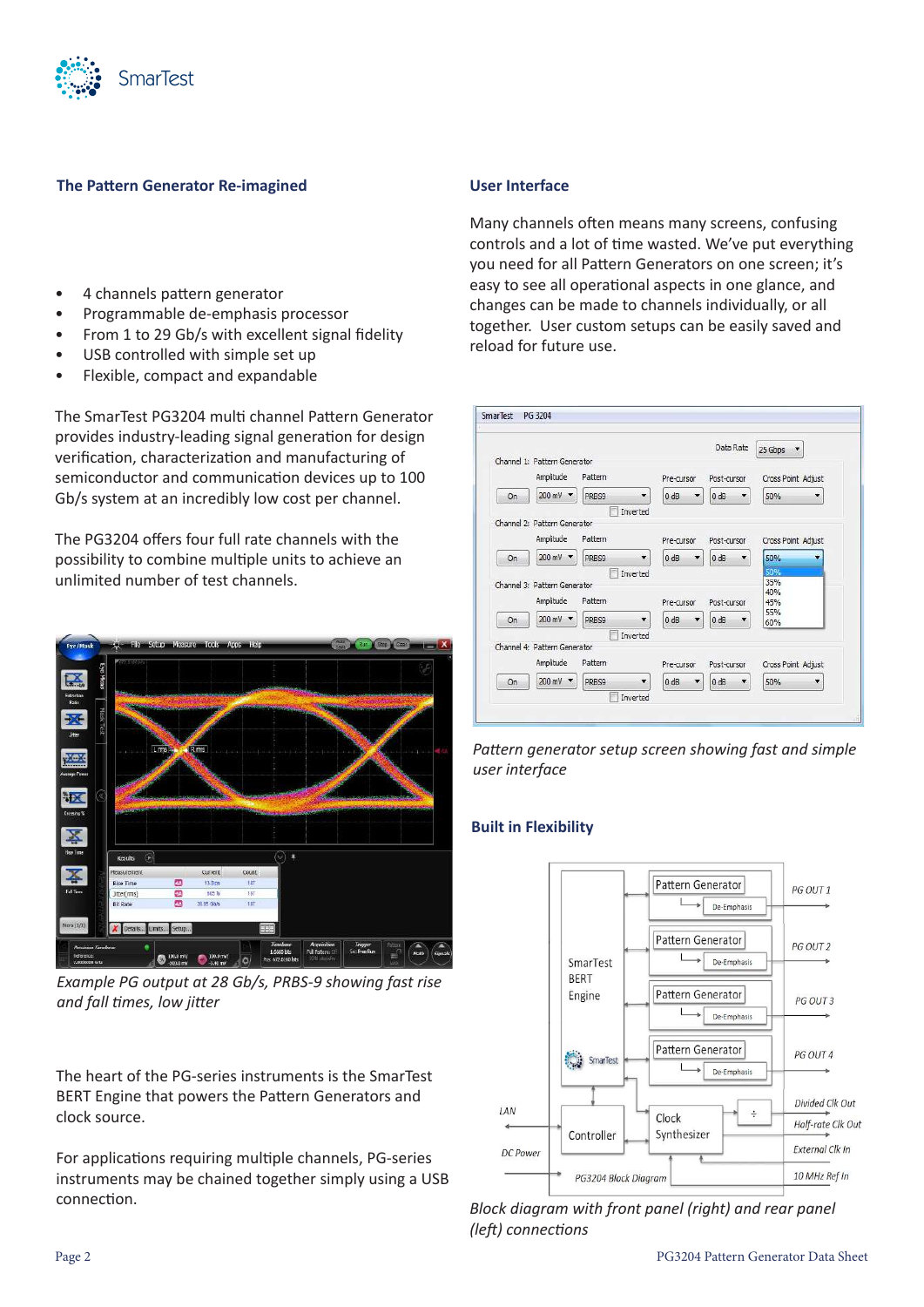## The Pattern Generator Re-imagined

- 4 channels pattern generator
- Programmable de-emphasis processor
- From 1 to 29 Gb/s with excellent signal fidelity
- USB controlled with simple set up
- Flexible, compact and expandable

The SmarTest PG3204 multi channel Pattern Generator provides industry-leading signal generation for design verification, characterization and manufacturing of semiconductor and communication devices up to 100 Gb/s system at an incredibly low cost per channel.

The PG3204 offers four full rate channels with the possibility to combine multiple units to achieve an unlimited number of test channels.

*Example PG output at 28 Gb/s, PRBS-9 showing fast rise and fall times, low jitter*

The heart of the PG-series instruments is the SmarTest BERT Engine that powers the Pattern Generators and clock source.

For applications requiring multiple channels, PG-series instruments may be chained together simply using a USB connection.

## User Interface

Many channels often means many screens, confusing controls and a lot of time wasted. We've put everything you need for all Pattern Generators on one screen; it's easy to see all operational aspects in one glance, and changes can be made to channels individually, or all together. User custom setups can be easily saved and reload for future use.

*Pattern generator setup screen showing fast and simple user interface*

## Built in Flexibility

*Block diagram with front panel (right) and rear panel (left) connections*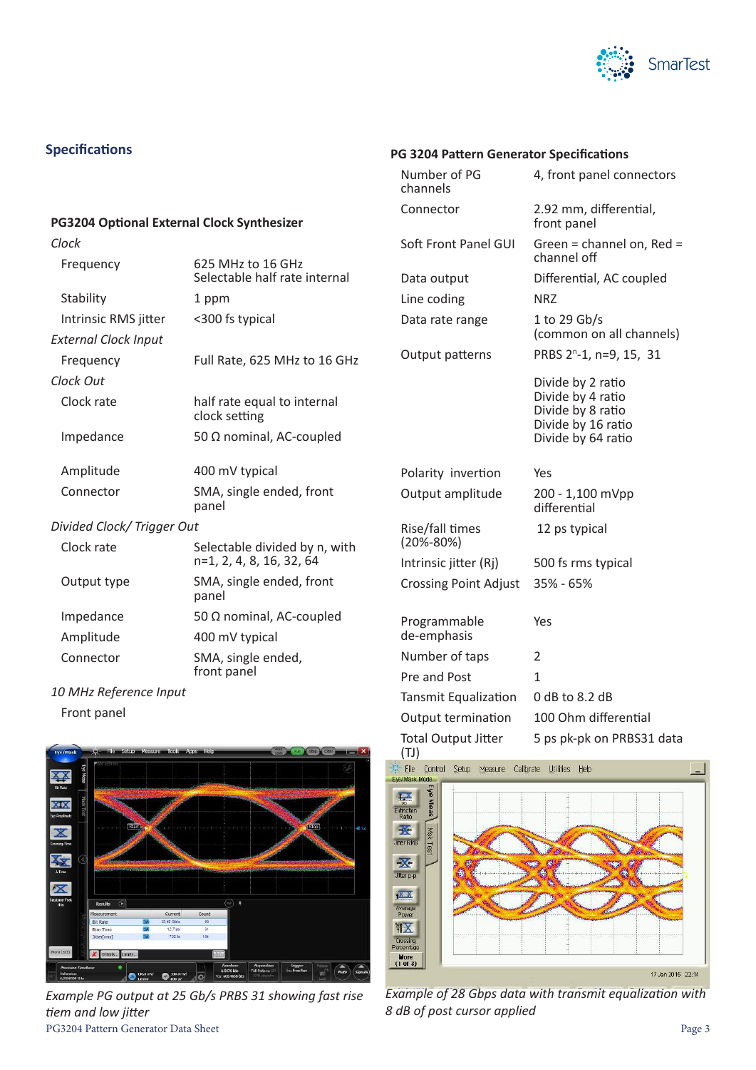## Specifications

### PG3204 Optional External Clock Synthesizer

| | |
|---|---|
| *Clock* | |
| Frequency | 625 MHz to 16 GHz<br>Selectable half rate internal |
| Stability | 1 ppm |
| Intrinsic RMS jitter | <300 fs typical |
| *External Clock Input* | |
| Frequency | Full Rate, 625 MHz to 16 GHz |
| *Clock Out* | |
| Clock rate | half rate equal to internal clock setting |
| Impedance | 50 Ω nominal, AC-coupled |
| Amplitude | 400 mV typical |
| Connector | SMA, single ended, front panel |
| *Divided Clock/ Trigger Out* | |
| Clock rate | Selectable divided by n, with n=1, 2, 4, 8, 16, 32, 64 |
| Output type | SMA, single ended, front panel |
| Impedance | 50 Ω nominal, AC-coupled |
| Amplitude | 400 mV typical |
| Connector | SMA, single ended, front panel |
| *10 MHz Reference Input* | |
| Front panel | |

*Example PG output at 25 Gb/s PRBS 31 showing fast rise tiem and low jitter*

### PG 3204 Pattern Generator Specifications

| | |
|---|---|
| Number of PG channels | 4, front panel connectors |
| Connector | 2.92 mm, differential, front panel |
| Soft Front Panel GUI | Green = channel on, Red = channel off |
| Data output | Differential, AC coupled |
| Line coding | NRZ |
| Data rate range | 1 to 29 Gb/s<br>(common on all channels) |
| Output patterns | PRBS $2^n$-1, n=9, 15, 31<br>Divide by 2 ratio<br>Divide by 4 ratio<br>Divide by 8 ratio<br>Divide by 16 ratio<br>Divide by 64 ratio |
| Polarity invertion | Yes |
| Output amplitude | 200 - 1,100 mVpp differential |
| Rise/fall times (20%-80%) | 12 ps typical |
| Intrinsic jitter (Rj) | 500 fs rms typical |
| Crossing Point Adjust | 35% - 65% |
| Programmable de-emphasis | Yes |
| Number of taps | 2 |
| Pre and Post | 1 |
| Tansmit Equalization | 0 dB to 8.2 dB |
| Output termination | 100 Ohm differential |
| Total Output Jitter (TJ) | 5 ps pk-pk on PRBS31 data |

*Example of 28 Gbps data with transmit equalization with 8 dB of post cursor applied*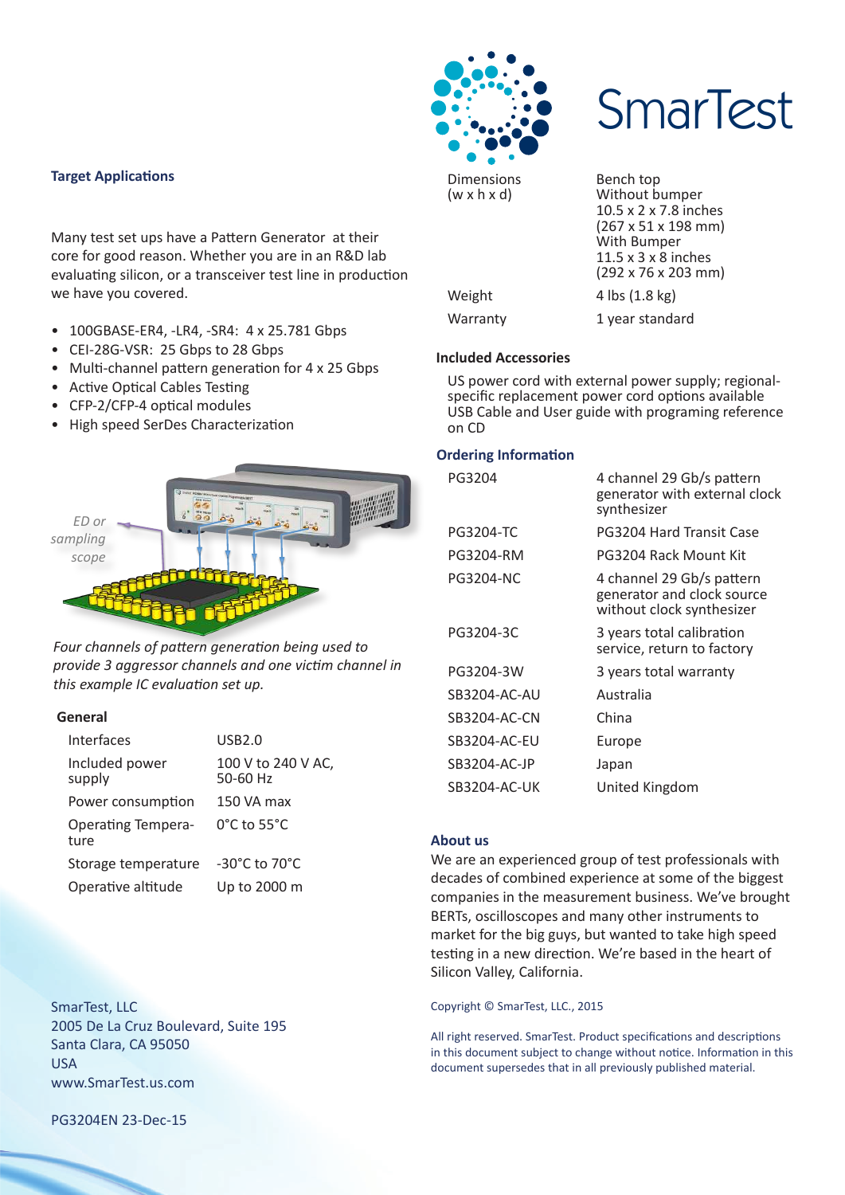SmarTest

## Target Applications

Many test set ups have a Pattern Generator at their core for good reason. Whether you are in an R&D lab evaluating silicon, or a transceiver test line in production we have you covered.

- 100GBASE-ER4, -LR4, -SR4: 4 x 25.781 Gbps
- CEI-28G-VSR: 25 Gbps to 28 Gbps
- Multi-channel pattern generation for 4 x 25 Gbps
- Active Optical Cables Testing
- CFP-2/CFP-4 optical modules
- High speed SerDes Characterization

ED or sampling scope

*Four channels of pattern generation being used to provide 3 aggressor channels and one victim channel in this example IC evaluation set up.*

### General

| | |
|---|---|
| Interfaces | USB2.0 |
| Included power supply | 100 V to 240 V AC, 50-60 Hz |
| Power consumption | 150 VA max |
| Operating Temperature | 0°C to 55°C |
| Storage temperature | -30°C to 70°C |
| Operative altitude | Up to 2000 m |

| | |
|---|---|
| Dimensions (w x h x d) | Bench top<br>Without bumper<br>10.5 x 2 x 7.8 inches<br>(267 x 51 x 198 mm)<br>With Bumper<br>11.5 x 3 x 8 inches<br>(292 x 76 x 203 mm) |
| Weight | 4 lbs (1.8 kg) |
| Warranty | 1 year standard |

### Included Accessories

US power cord with external power supply; regional-specific replacement power cord options available
USB Cable and User guide with programing reference on CD

### Ordering Information

| | |
|---|---|
| PG3204 | 4 channel 29 Gb/s pattern generator with external clock synthesizer |
| PG3204-TC | PG3204 Hard Transit Case |
| PG3204-RM | PG3204 Rack Mount Kit |
| PG3204-NC | 4 channel 29 Gb/s pattern generator and clock source without clock synthesizer |
| PG3204-3C | 3 years total calibration service, return to factory |
| PG3204-3W | 3 years total warranty |
| SB3204-AC-AU | Australia |
| SB3204-AC-CN | China |
| SB3204-AC-EU | Europe |
| SB3204-AC-JP | Japan |
| SB3204-AC-UK | United Kingdom |

### About us

We are an experienced group of test professionals with decades of combined experience at some of the biggest companies in the measurement business. We've brought BERTs, oscilloscopes and many other instruments to market for the big guys, but wanted to take high speed testing in a new direction. We're based in the heart of Silicon Valley, California.

Copyright © SmarTest, LLC., 2015

All right reserved. SmarTest. Product specifications and descriptions in this document subject to change without notice. Information in this document supersedes that in all previously published material.

SmarTest, LLC
2005 De La Cruz Boulevard, Suite 195
Santa Clara, CA 95050
USA
www.SmarTest.us.com

PG3204EN 23-Dec-15